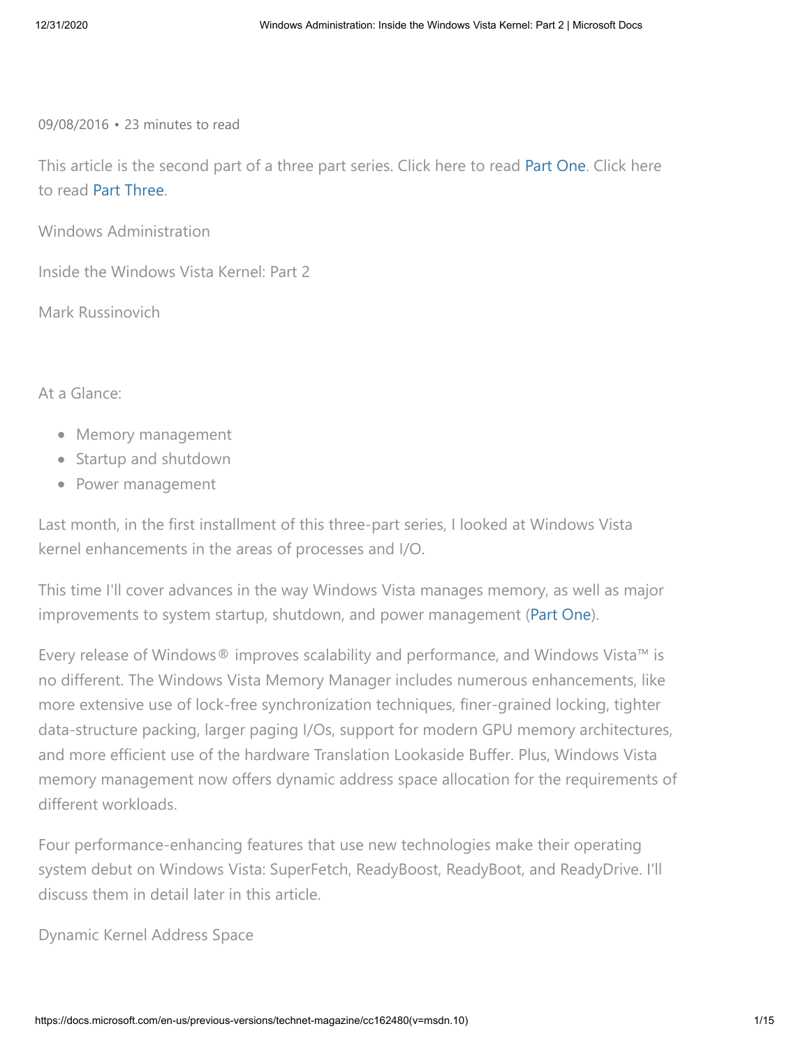09/08/2016 • 23 minutes to read

This article is the second part of a three part series. Click here to read Part One. Click here to read Part Three.

Windows Administration

# Inside the Windows Vista Kernel: Part 2

Mark Russinovich

At a Glance:

- Memory management
- Startup and shutdown
- Power management

Last month, in the first installment of this three-part series, I looked at Windows Vista kernel enhancements in the areas of processes and I/O.

This time I'll cover advances in the way Windows Vista manages memory, as well as major improvements to system startup, shutdown, and power management (Part One).

Every release of Windows® improves scalability and performance, and Windows Vista™ is no different. The Windows Vista Memory Manager includes numerous enhancements, like more extensive use of lock-free synchronization techniques, finer-grained locking, tighter data-structure packing, larger paging I/Os, support for modern GPU memory architectures, and more efficient use of the hardware Translation Lookaside Buffer. Plus, Windows Vista memory management now offers dynamic address space allocation for the requirements of different workloads.

Four performance-enhancing features that use new technologies make their operating system debut on Windows Vista: SuperFetch, ReadyBoost, ReadyBoot, and ReadyDrive. I'll discuss them in detail later in this article.

## Dynamic Kernel Address Space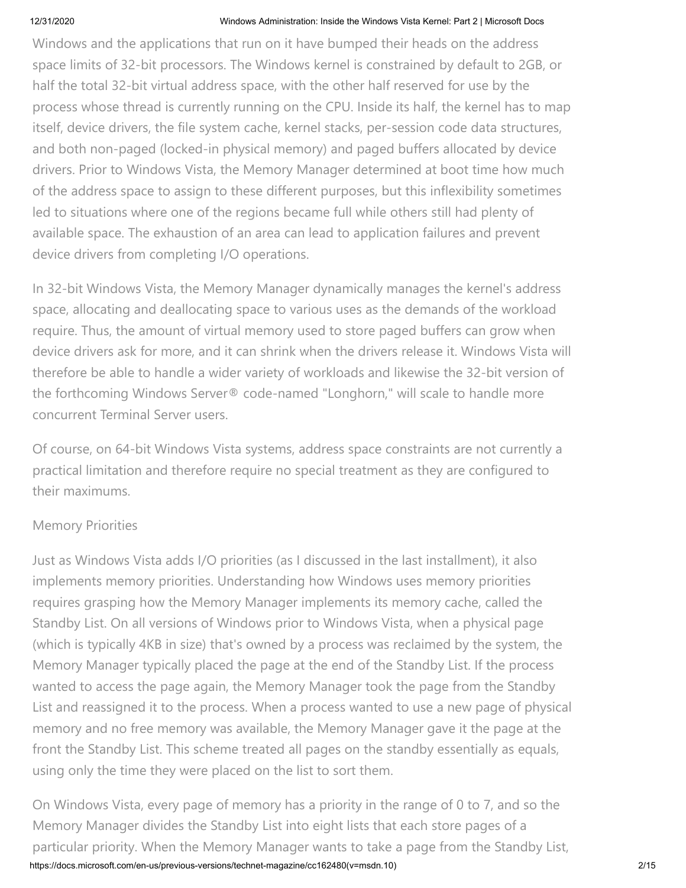Windows and the applications that run on it have bumped their heads on the address space limits of 32-bit processors. The Windows kernel is constrained by default to 2GB, or half the total 32-bit virtual address space, with the other half reserved for use by the process whose thread is currently running on the CPU. Inside its half, the kernel has to map itself, device drivers, the file system cache, kernel stacks, per-session code data structures, and both non-paged (locked-in physical memory) and paged buffers allocated by device drivers. Prior to Windows Vista, the Memory Manager determined at boot time how much of the address space to assign to these different purposes, but this inflexibility sometimes led to situations where one of the regions became full while others still had plenty of available space. The exhaustion of an area can lead to application failures and prevent device drivers from completing I/O operations.

In 32-bit Windows Vista, the Memory Manager dynamically manages the kernel's address space, allocating and deallocating space to various uses as the demands of the workload require. Thus, the amount of virtual memory used to store paged buffers can grow when device drivers ask for more, and it can shrink when the drivers release it. Windows Vista will therefore be able to handle a wider variety of workloads and likewise the 32-bit version of the forthcoming Windows Server® code-named "Longhorn," will scale to handle more concurrent Terminal Server users.

Of course, on 64-bit Windows Vista systems, address space constraints are not currently a practical limitation and therefore require no special treatment as they are configured to their maximums.

## Memory Priorities

Just as Windows Vista adds I/O priorities (as I discussed in the last installment), it also implements memory priorities. Understanding how Windows uses memory priorities requires grasping how the Memory Manager implements its memory cache, called the Standby List. On all versions of Windows prior to Windows Vista, when a physical page (which is typically 4KB in size) that's owned by a process was reclaimed by the system, the Memory Manager typically placed the page at the end of the Standby List. If the process wanted to access the page again, the Memory Manager took the page from the Standby List and reassigned it to the process. When a process wanted to use a new page of physical memory and no free memory was available, the Memory Manager gave it the page at the front the Standby List. This scheme treated all pages on the standby essentially as equals, using only the time they were placed on the list to sort them.

On Windows Vista, every page of memory has a priority in the range of 0 to 7, and so the Memory Manager divides the Standby List into eight lists that each store pages of a particular priority. When the Memory Manager wants to take a page from the Standby List,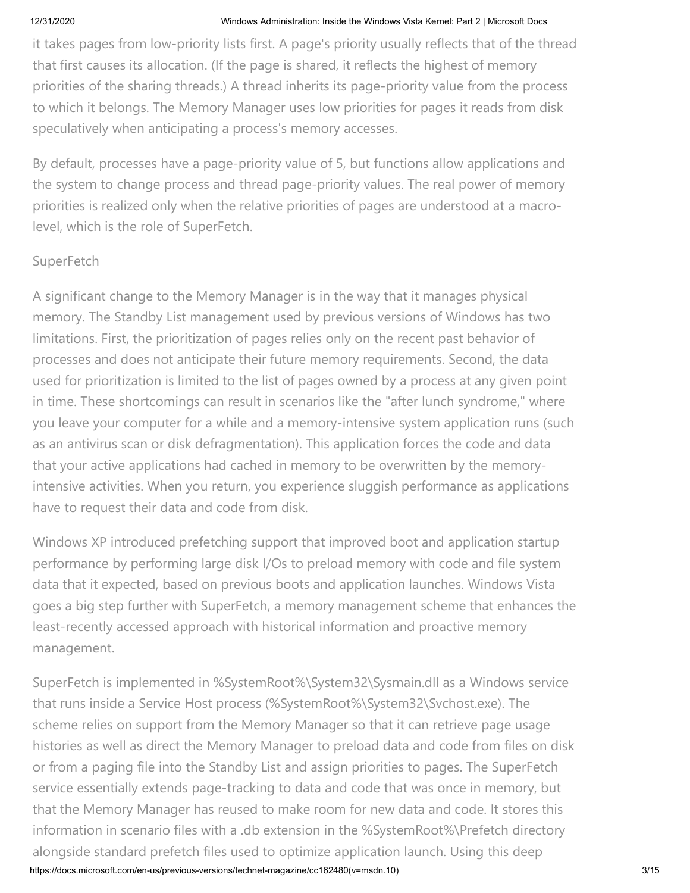it takes pages from low-priority lists first. A page's priority usually reflects that of the thread that first causes its allocation. (If the page is shared, it reflects the highest of memory priorities of the sharing threads.) A thread inherits its page-priority value from the process to which it belongs. The Memory Manager uses low priorities for pages it reads from disk speculatively when anticipating a process's memory accesses.

By default, processes have a page-priority value of 5, but functions allow applications and the system to change process and thread page-priority values. The real power of memory priorities is realized only when the relative priorities of pages are understood at a macro-level, which is the role of SuperFetch.

## SuperFetch

A significant change to the Memory Manager is in the way that it manages physical memory. The Standby List management used by previous versions of Windows has two limitations. First, the prioritization of pages relies only on the recent past behavior of processes and does not anticipate their future memory requirements. Second, the data used for prioritization is limited to the list of pages owned by a process at any given point in time. These shortcomings can result in scenarios like the "after lunch syndrome," where you leave your computer for a while and a memory-intensive system application runs (such as an antivirus scan or disk defragmentation). This application forces the code and data that your active applications had cached in memory to be overwritten by the memory-intensive activities. When you return, you experience sluggish performance as applications have to request their data and code from disk.

Windows XP introduced prefetching support that improved boot and application startup performance by performing large disk I/Os to preload memory with code and file system data that it expected, based on previous boots and application launches. Windows Vista goes a big step further with SuperFetch, a memory management scheme that enhances the least-recently accessed approach with historical information and proactive memory management.

SuperFetch is implemented in %SystemRoot%\System32\Sysmain.dll as a Windows service that runs inside a Service Host process (%SystemRoot%\System32\Svchost.exe). The scheme relies on support from the Memory Manager so that it can retrieve page usage histories as well as direct the Memory Manager to preload data and code from files on disk or from a paging file into the Standby List and assign priorities to pages. The SuperFetch service essentially extends page-tracking to data and code that was once in memory, but that the Memory Manager has reused to make room for new data and code. It stores this information in scenario files with a .db extension in the %SystemRoot%\Prefetch directory alongside standard prefetch files used to optimize application launch. Using this deep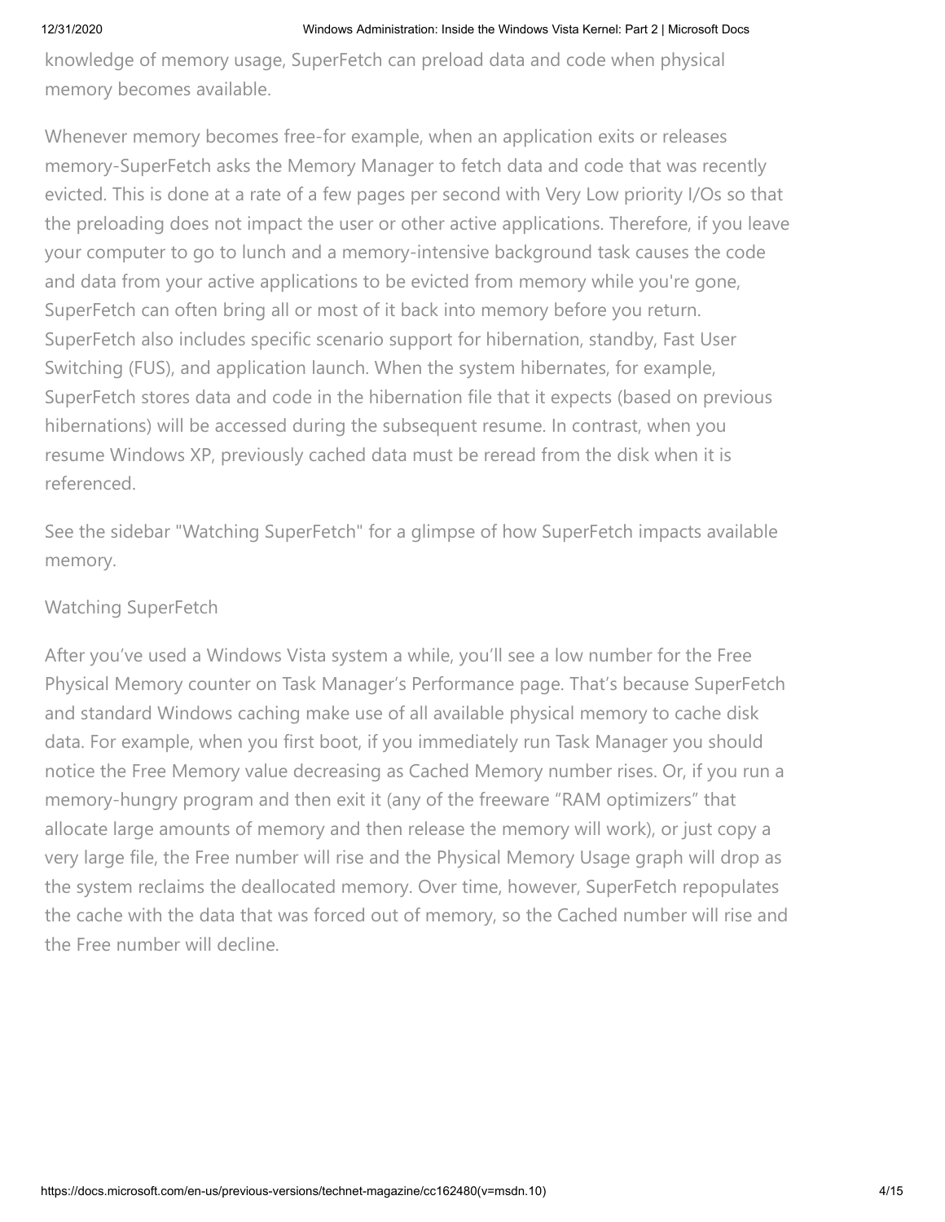knowledge of memory usage, SuperFetch can preload data and code when physical memory becomes available.

Whenever memory becomes free-for example, when an application exits or releases memory-SuperFetch asks the Memory Manager to fetch data and code that was recently evicted. This is done at a rate of a few pages per second with Very Low priority I/Os so that the preloading does not impact the user or other active applications. Therefore, if you leave your computer to go to lunch and a memory-intensive background task causes the code and data from your active applications to be evicted from memory while you're gone, SuperFetch can often bring all or most of it back into memory before you return. SuperFetch also includes specific scenario support for hibernation, standby, Fast User Switching (FUS), and application launch. When the system hibernates, for example, SuperFetch stores data and code in the hibernation file that it expects (based on previous hibernations) will be accessed during the subsequent resume. In contrast, when you resume Windows XP, previously cached data must be reread from the disk when it is referenced.

See the sidebar "Watching SuperFetch" for a glimpse of how SuperFetch impacts available memory.

### Watching SuperFetch

After you've used a Windows Vista system a while, you'll see a low number for the Free Physical Memory counter on Task Manager's Performance page. That's because SuperFetch and standard Windows caching make use of all available physical memory to cache disk data. For example, when you first boot, if you immediately run Task Manager you should notice the Free Memory value decreasing as Cached Memory number rises. Or, if you run a memory-hungry program and then exit it (any of the freeware "RAM optimizers" that allocate large amounts of memory and then release the memory will work), or just copy a very large file, the Free number will rise and the Physical Memory Usage graph will drop as the system reclaims the deallocated memory. Over time, however, SuperFetch repopulates the cache with the data that was forced out of memory, so the Cached number will rise and the Free number will decline.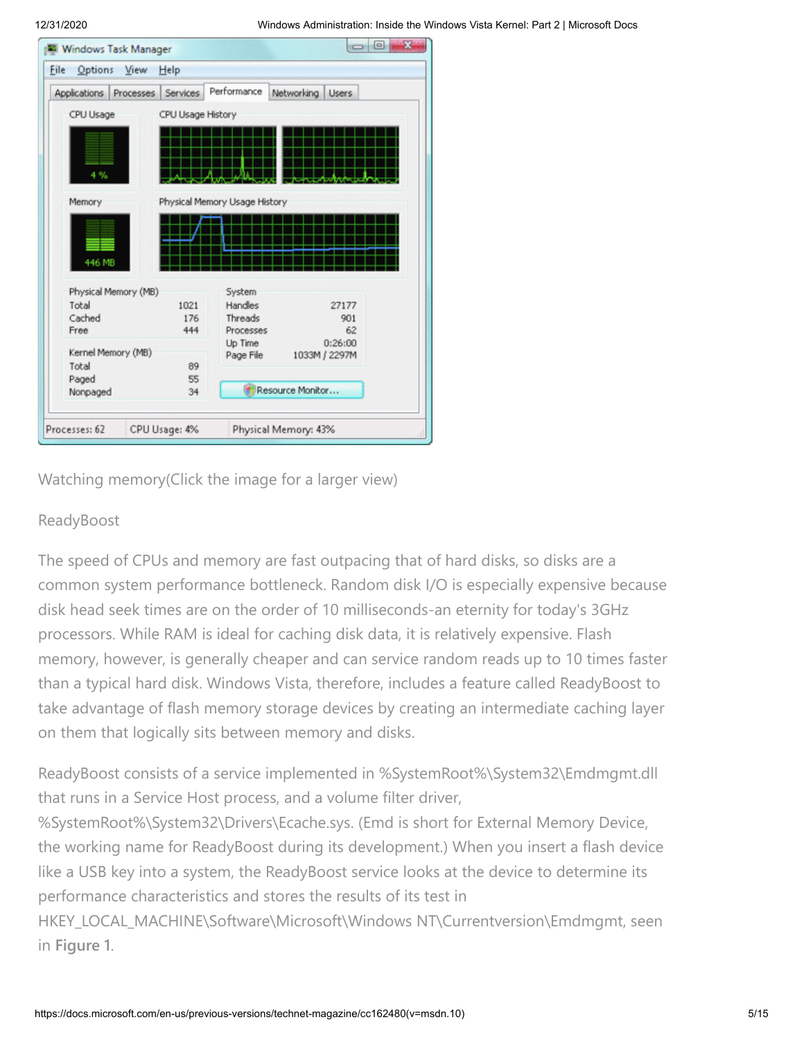Watching memory(Click the image for a larger view)

ReadyBoost

The speed of CPUs and memory are fast outpacing that of hard disks, so disks are a common system performance bottleneck. Random disk I/O is especially expensive because disk head seek times are on the order of 10 milliseconds-an eternity for today's 3GHz processors. While RAM is ideal for caching disk data, it is relatively expensive. Flash memory, however, is generally cheaper and can service random reads up to 10 times faster than a typical hard disk. Windows Vista, therefore, includes a feature called ReadyBoost to take advantage of flash memory storage devices by creating an intermediate caching layer on them that logically sits between memory and disks.

ReadyBoost consists of a service implemented in %SystemRoot%\System32\Emdmgmt.dll that runs in a Service Host process, and a volume filter driver, %SystemRoot%\System32\Drivers\Ecache.sys. (Emd is short for External Memory Device, the working name for ReadyBoost during its development.) When you insert a flash device like a USB key into a system, the ReadyBoost service looks at the device to determine its performance characteristics and stores the results of its test in HKEY_LOCAL_MACHINE\Software\Microsoft\Windows NT\Currentversion\Emdmgmt, seen in **Figure 1**.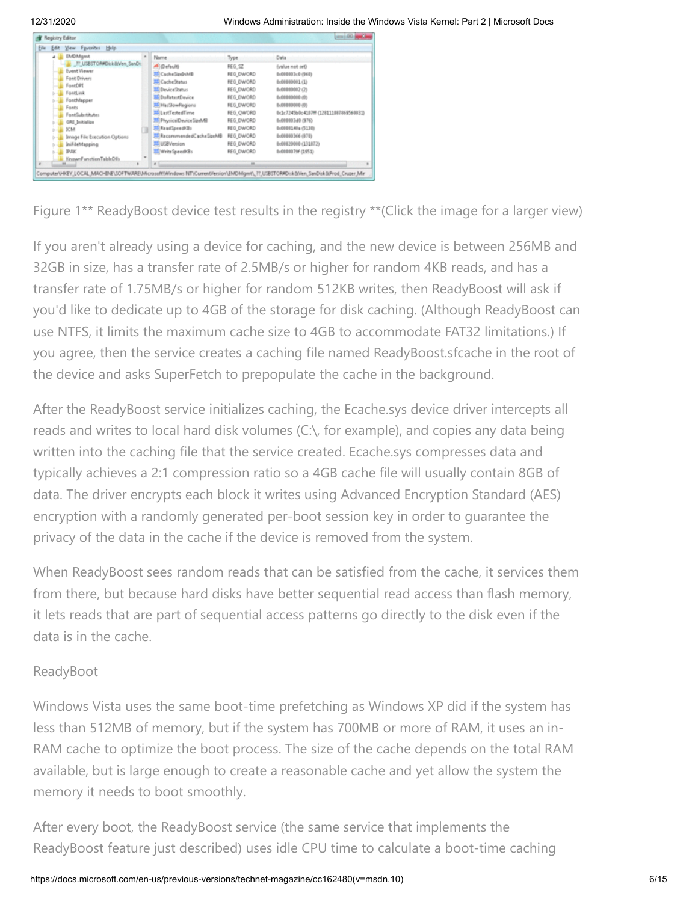Figure 1** ReadyBoost device test results in the registry **(Click the image for a larger view)

If you aren't already using a device for caching, and the new device is between 256MB and 32GB in size, has a transfer rate of 2.5MB/s or higher for random 4KB reads, and has a transfer rate of 1.75MB/s or higher for random 512KB writes, then ReadyBoost will ask if you'd like to dedicate up to 4GB of the storage for disk caching. (Although ReadyBoost can use NTFS, it limits the maximum cache size to 4GB to accommodate FAT32 limitations.) If you agree, then the service creates a caching file named ReadyBoost.sfcache in the root of the device and asks SuperFetch to prepopulate the cache in the background.

After the ReadyBoost service initializes caching, the Ecache.sys device driver intercepts all reads and writes to local hard disk volumes (C:\, for example), and copies any data being written into the caching file that the service created. Ecache.sys compresses data and typically achieves a 2:1 compression ratio so a 4GB cache file will usually contain 8GB of data. The driver encrypts each block it writes using Advanced Encryption Standard (AES) encryption with a randomly generated per-boot session key in order to guarantee the privacy of the data in the cache if the device is removed from the system.

When ReadyBoost sees random reads that can be satisfied from the cache, it services them from there, but because hard disks have better sequential read access than flash memory, it lets reads that are part of sequential access patterns go directly to the disk even if the data is in the cache.

ReadyBoot

Windows Vista uses the same boot-time prefetching as Windows XP did if the system has less than 512MB of memory, but if the system has 700MB or more of RAM, it uses an in-RAM cache to optimize the boot process. The size of the cache depends on the total RAM available, but is large enough to create a reasonable cache and yet allow the system the memory it needs to boot smoothly.

After every boot, the ReadyBoost service (the same service that implements the ReadyBoost feature just described) uses idle CPU time to calculate a boot-time caching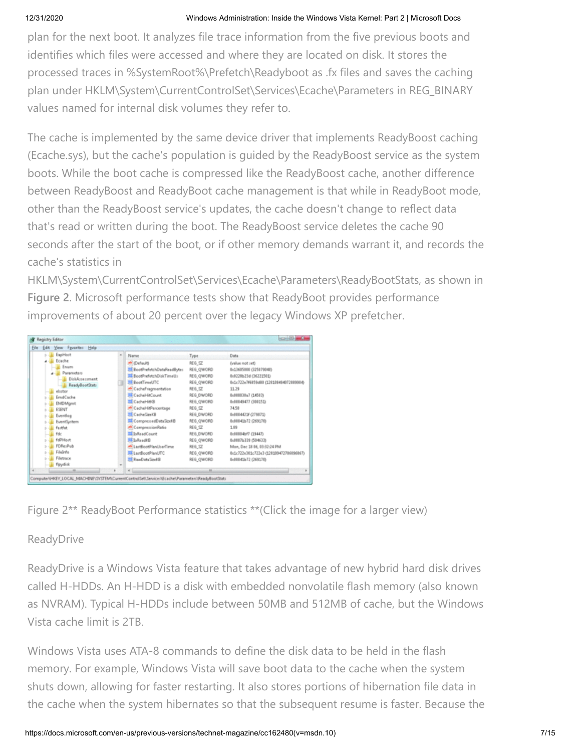plan for the next boot. It analyzes file trace information from the five previous boots and identifies which files were accessed and where they are located on disk. It stores the processed traces in %SystemRoot%\Prefetch\Readyboot as .fx files and saves the caching plan under HKLM\System\CurrentControlSet\Services\Ecache\Parameters in REG_BINARY values named for internal disk volumes they refer to.

The cache is implemented by the same device driver that implements ReadyBoost caching (Ecache.sys), but the cache's population is guided by the ReadyBoost service as the system boots. While the boot cache is compressed like the ReadyBoost cache, another difference between ReadyBoost and ReadyBoot cache management is that while in ReadyBoot mode, other than the ReadyBoost service's updates, the cache doesn't change to reflect data that's read or written during the boot. The ReadyBoost service deletes the cache 90 seconds after the start of the boot, or if other memory demands warrant it, and records the cache's statistics in HKLM\System\CurrentControlSet\Services\Ecache\Parameters\ReadyBootStats, as shown in **Figure 2**. Microsoft performance tests show that ReadyBoot provides performance improvements of about 20 percent over the legacy Windows XP prefetcher.

Figure 2** ReadyBoot Performance statistics **(Click the image for a larger view)

ReadyDrive

ReadyDrive is a Windows Vista feature that takes advantage of new hybrid hard disk drives called H-HDDs. An H-HDD is a disk with embedded nonvolatile flash memory (also known as NVRAM). Typical H-HDDs include between 50MB and 512MB of cache, but the Windows Vista cache limit is 2TB.

Windows Vista uses ATA-8 commands to define the disk data to be held in the flash memory. For example, Windows Vista will save boot data to the cache when the system shuts down, allowing for faster restarting. It also stores portions of hibernation file data in the cache when the system hibernates so that the subsequent resume is faster. Because the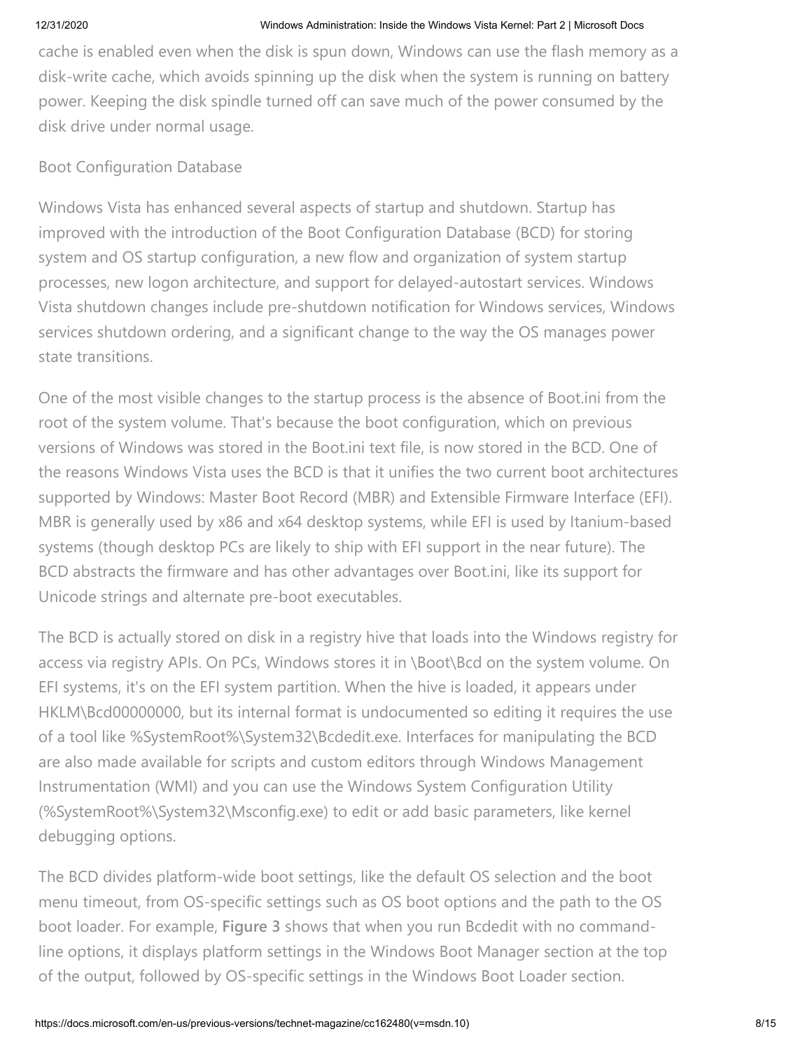cache is enabled even when the disk is spun down, Windows can use the flash memory as a disk-write cache, which avoids spinning up the disk when the system is running on battery power. Keeping the disk spindle turned off can save much of the power consumed by the disk drive under normal usage.

## Boot Configuration Database

Windows Vista has enhanced several aspects of startup and shutdown. Startup has improved with the introduction of the Boot Configuration Database (BCD) for storing system and OS startup configuration, a new flow and organization of system startup processes, new logon architecture, and support for delayed-autostart services. Windows Vista shutdown changes include pre-shutdown notification for Windows services, Windows services shutdown ordering, and a significant change to the way the OS manages power state transitions.

One of the most visible changes to the startup process is the absence of Boot.ini from the root of the system volume. That's because the boot configuration, which on previous versions of Windows was stored in the Boot.ini text file, is now stored in the BCD. One of the reasons Windows Vista uses the BCD is that it unifies the two current boot architectures supported by Windows: Master Boot Record (MBR) and Extensible Firmware Interface (EFI). MBR is generally used by x86 and x64 desktop systems, while EFI is used by Itanium-based systems (though desktop PCs are likely to ship with EFI support in the near future). The BCD abstracts the firmware and has other advantages over Boot.ini, like its support for Unicode strings and alternate pre-boot executables.

The BCD is actually stored on disk in a registry hive that loads into the Windows registry for access via registry APIs. On PCs, Windows stores it in \Boot\Bcd on the system volume. On EFI systems, it's on the EFI system partition. When the hive is loaded, it appears under HKLM\Bcd00000000, but its internal format is undocumented so editing it requires the use of a tool like %SystemRoot%\System32\Bcdedit.exe. Interfaces for manipulating the BCD are also made available for scripts and custom editors through Windows Management Instrumentation (WMI) and you can use the Windows System Configuration Utility (%SystemRoot%\System32\Msconfig.exe) to edit or add basic parameters, like kernel debugging options.

The BCD divides platform-wide boot settings, like the default OS selection and the boot menu timeout, from OS-specific settings such as OS boot options and the path to the OS boot loader. For example, **Figure 3** shows that when you run Bcdedit with no command-line options, it displays platform settings in the Windows Boot Manager section at the top of the output, followed by OS-specific settings in the Windows Boot Loader section.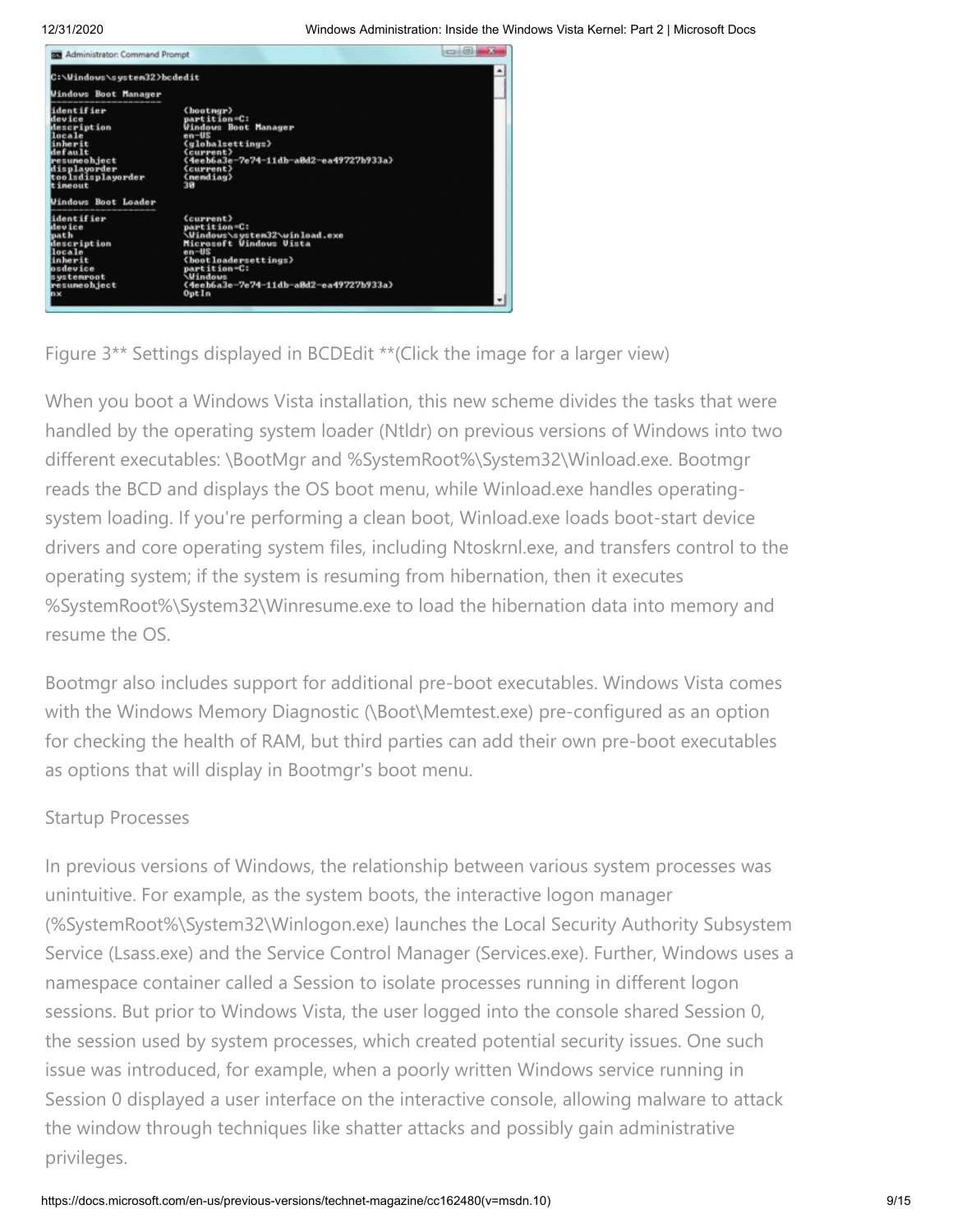```
C:\Windows\system32>bcdedit

Windows Boot Manager
--------------------
identifier              {bootmgr}
device                  partition=C:
description             Windows Boot Manager
locale                  en-US
inherit                 {globalsettings}
default                 {current}
resumeobject            {4eeb6a3e-7e74-11db-a0d2-ea49727b933a}
displayorder            {current}
toolsdisplayorder       {memdiag}
timeout                 30

Windows Boot Loader
-------------------
identifier              {current}
device                  partition=C:
path                    \Windows\system32\winload.exe
description             Microsoft Windows Vista
locale                  en-US
inherit                 {bootloadersettings}
osdevice                partition=C:
systemroot              \Windows
resumeobject            {4eeb6a3e-7e74-11db-a0d2-ea49727b933a}
nx                      OptIn
```

Figure 3** Settings displayed in BCDEdit **(Click the image for a larger view)

When you boot a Windows Vista installation, this new scheme divides the tasks that were handled by the operating system loader (Ntldr) on previous versions of Windows into two different executables: \BootMgr and %SystemRoot%\System32\Winload.exe. Bootmgr reads the BCD and displays the OS boot menu, while Winload.exe handles operating-system loading. If you're performing a clean boot, Winload.exe loads boot-start device drivers and core operating system files, including Ntoskrnl.exe, and transfers control to the operating system; if the system is resuming from hibernation, then it executes %SystemRoot%\System32\Winresume.exe to load the hibernation data into memory and resume the OS.

Bootmgr also includes support for additional pre-boot executables. Windows Vista comes with the Windows Memory Diagnostic (\Boot\Memtest.exe) pre-configured as an option for checking the health of RAM, but third parties can add their own pre-boot executables as options that will display in Bootmgr's boot menu.

## Startup Processes

In previous versions of Windows, the relationship between various system processes was unintuitive. For example, as the system boots, the interactive logon manager (%SystemRoot%\System32\Winlogon.exe) launches the Local Security Authority Subsystem Service (Lsass.exe) and the Service Control Manager (Services.exe). Further, Windows uses a namespace container called a Session to isolate processes running in different logon sessions. But prior to Windows Vista, the user logged into the console shared Session 0, the session used by system processes, which created potential security issues. One such issue was introduced, for example, when a poorly written Windows service running in Session 0 displayed a user interface on the interactive console, allowing malware to attack the window through techniques like shatter attacks and possibly gain administrative privileges.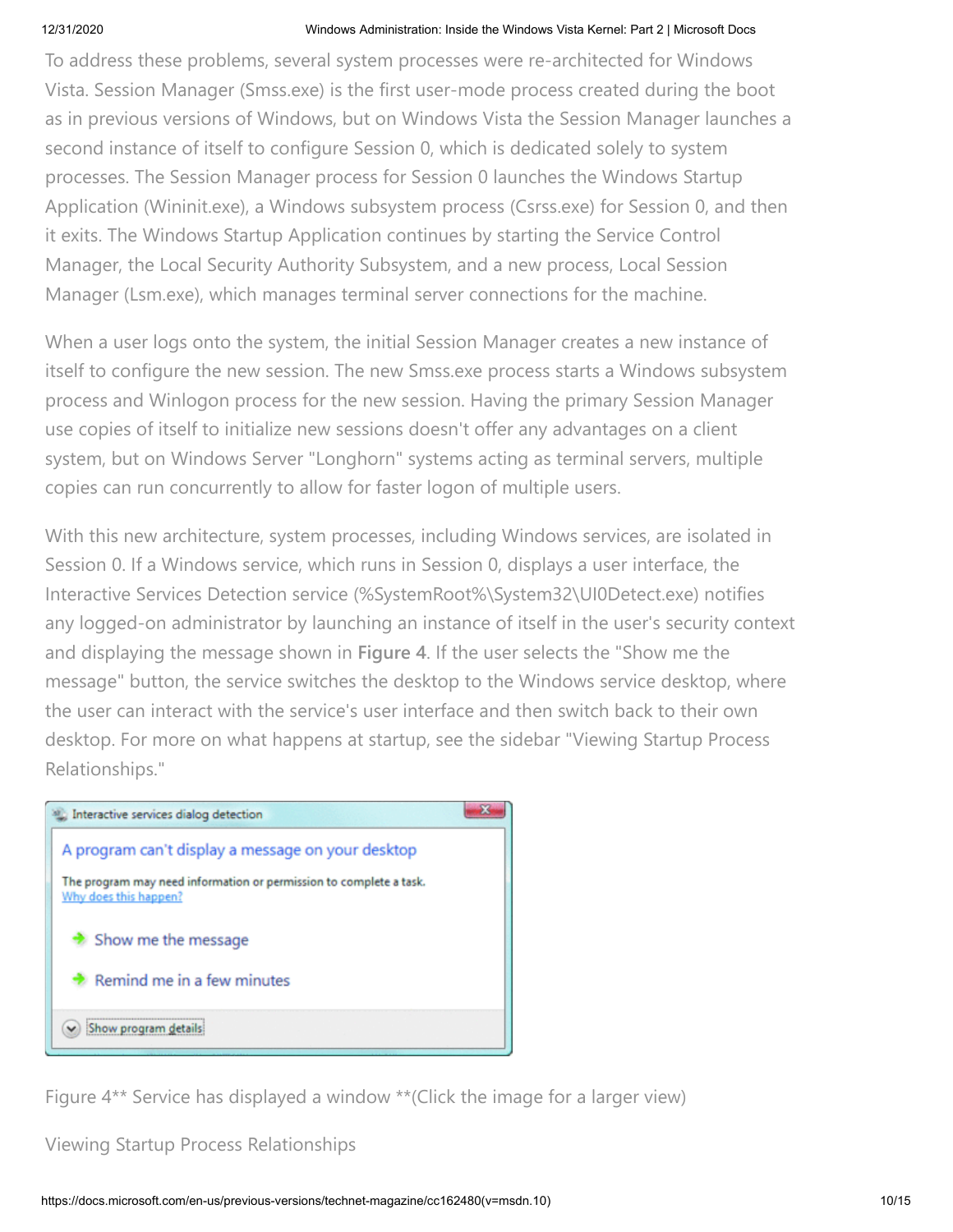To address these problems, several system processes were re-architected for Windows Vista. Session Manager (Smss.exe) is the first user-mode process created during the boot as in previous versions of Windows, but on Windows Vista the Session Manager launches a second instance of itself to configure Session 0, which is dedicated solely to system processes. The Session Manager process for Session 0 launches the Windows Startup Application (Wininit.exe), a Windows subsystem process (Csrss.exe) for Session 0, and then it exits. The Windows Startup Application continues by starting the Service Control Manager, the Local Security Authority Subsystem, and a new process, Local Session Manager (Lsm.exe), which manages terminal server connections for the machine.

When a user logs onto the system, the initial Session Manager creates a new instance of itself to configure the new session. The new Smss.exe process starts a Windows subsystem process and Winlogon process for the new session. Having the primary Session Manager use copies of itself to initialize new sessions doesn't offer any advantages on a client system, but on Windows Server "Longhorn" systems acting as terminal servers, multiple copies can run concurrently to allow for faster logon of multiple users.

With this new architecture, system processes, including Windows services, are isolated in Session 0. If a Windows service, which runs in Session 0, displays a user interface, the Interactive Services Detection service (%SystemRoot%\System32\UI0Detect.exe) notifies any logged-on administrator by launching an instance of itself in the user's security context and displaying the message shown in **Figure 4**. If the user selects the "Show me the message" button, the service switches the desktop to the Windows service desktop, where the user can interact with the service's user interface and then switch back to their own desktop. For more on what happens at startup, see the sidebar "Viewing Startup Process Relationships."

Interactive services dialog detection

A program can't display a message on your desktop

The program may need information or permission to complete a task.
Why does this happen?

Show me the message

Remind me in a few minutes

Show program details

Figure 4** Service has displayed a window **(Click the image for a larger view)

Viewing Startup Process Relationships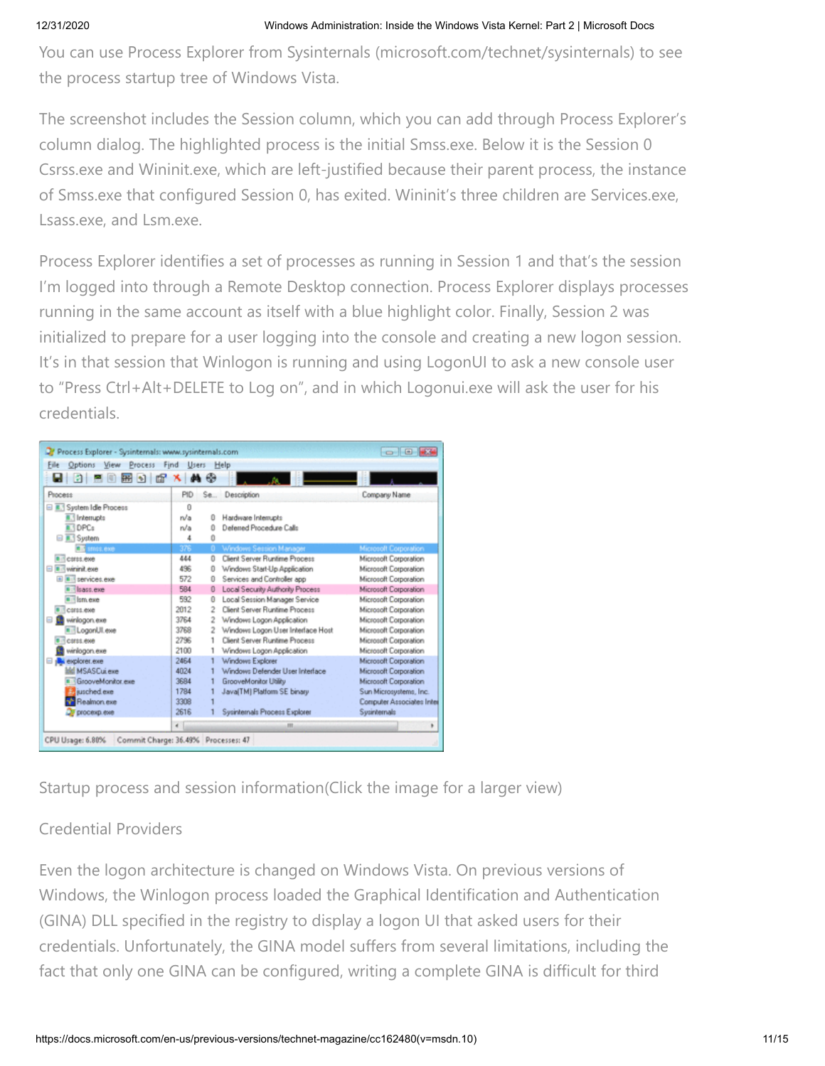You can use Process Explorer from Sysinternals (microsoft.com/technet/sysinternals) to see the process startup tree of Windows Vista.

The screenshot includes the Session column, which you can add through Process Explorer's column dialog. The highlighted process is the initial Smss.exe. Below it is the Session 0 Csrss.exe and Wininit.exe, which are left-justified because their parent process, the instance of Smss.exe that configured Session 0, has exited. Wininit's three children are Services.exe, Lsass.exe, and Lsm.exe.

Process Explorer identifies a set of processes as running in Session 1 and that's the session I'm logged into through a Remote Desktop connection. Process Explorer displays processes running in the same account as itself with a blue highlight color. Finally, Session 2 was initialized to prepare for a user logging into the console and creating a new logon session. It's in that session that Winlogon is running and using LogonUI to ask a new console user to "Press Ctrl+Alt+DELETE to Log on", and in which Logonui.exe will ask the user for his credentials.

Startup process and session information(Click the image for a larger view)

Credential Providers

Even the logon architecture is changed on Windows Vista. On previous versions of Windows, the Winlogon process loaded the Graphical Identification and Authentication (GINA) DLL specified in the registry to display a logon UI that asked users for their credentials. Unfortunately, the GINA model suffers from several limitations, including the fact that only one GINA can be configured, writing a complete GINA is difficult for third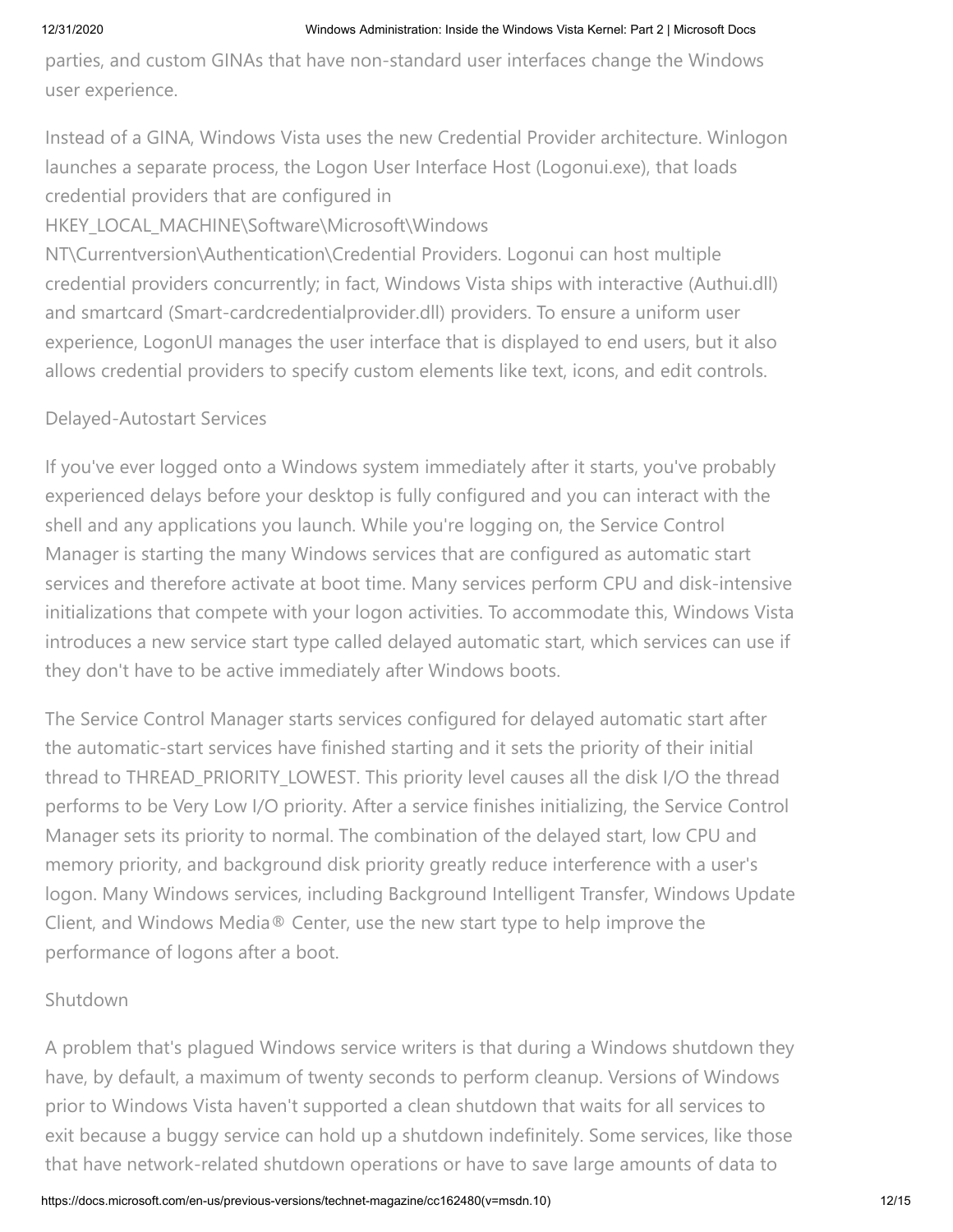parties, and custom GINAs that have non-standard user interfaces change the Windows user experience.

Instead of a GINA, Windows Vista uses the new Credential Provider architecture. Winlogon launches a separate process, the Logon User Interface Host (Logonui.exe), that loads credential providers that are configured in HKEY_LOCAL_MACHINE\Software\Microsoft\Windows NT\Currentversion\Authentication\Credential Providers. Logonui can host multiple credential providers concurrently; in fact, Windows Vista ships with interactive (Authui.dll) and smartcard (Smart-cardcredentialprovider.dll) providers. To ensure a uniform user experience, LogonUI manages the user interface that is displayed to end users, but it also allows credential providers to specify custom elements like text, icons, and edit controls.

### Delayed-Autostart Services

If you've ever logged onto a Windows system immediately after it starts, you've probably experienced delays before your desktop is fully configured and you can interact with the shell and any applications you launch. While you're logging on, the Service Control Manager is starting the many Windows services that are configured as automatic start services and therefore activate at boot time. Many services perform CPU and disk-intensive initializations that compete with your logon activities. To accommodate this, Windows Vista introduces a new service start type called delayed automatic start, which services can use if they don't have to be active immediately after Windows boots.

The Service Control Manager starts services configured for delayed automatic start after the automatic-start services have finished starting and it sets the priority of their initial thread to THREAD_PRIORITY_LOWEST. This priority level causes all the disk I/O the thread performs to be Very Low I/O priority. After a service finishes initializing, the Service Control Manager sets its priority to normal. The combination of the delayed start, low CPU and memory priority, and background disk priority greatly reduce interference with a user's logon. Many Windows services, including Background Intelligent Transfer, Windows Update Client, and Windows Media® Center, use the new start type to help improve the performance of logons after a boot.

### Shutdown

A problem that's plagued Windows service writers is that during a Windows shutdown they have, by default, a maximum of twenty seconds to perform cleanup. Versions of Windows prior to Windows Vista haven't supported a clean shutdown that waits for all services to exit because a buggy service can hold up a shutdown indefinitely. Some services, like those that have network-related shutdown operations or have to save large amounts of data to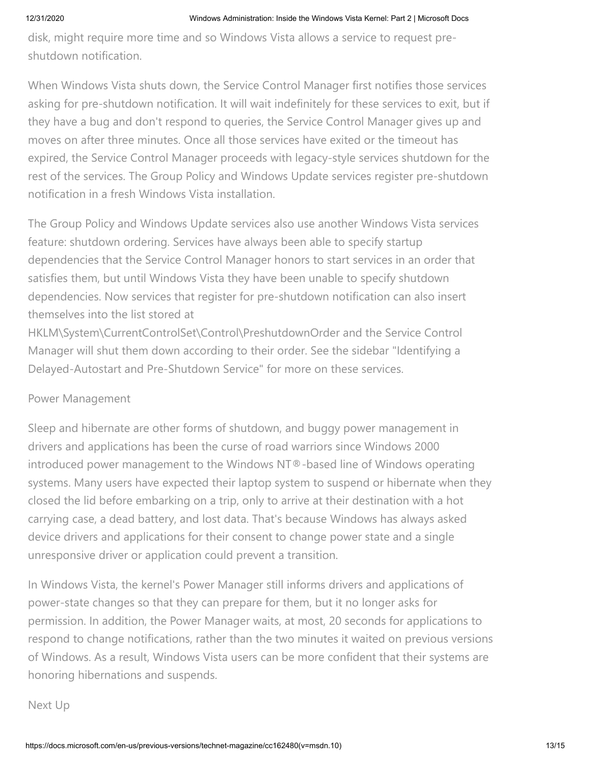disk, might require more time and so Windows Vista allows a service to request pre-shutdown notification.

When Windows Vista shuts down, the Service Control Manager first notifies those services asking for pre-shutdown notification. It will wait indefinitely for these services to exit, but if they have a bug and don't respond to queries, the Service Control Manager gives up and moves on after three minutes. Once all those services have exited or the timeout has expired, the Service Control Manager proceeds with legacy-style services shutdown for the rest of the services. The Group Policy and Windows Update services register pre-shutdown notification in a fresh Windows Vista installation.

The Group Policy and Windows Update services also use another Windows Vista services feature: shutdown ordering. Services have always been able to specify startup dependencies that the Service Control Manager honors to start services in an order that satisfies them, but until Windows Vista they have been unable to specify shutdown dependencies. Now services that register for pre-shutdown notification can also insert themselves into the list stored at HKLM\System\CurrentControlSet\Control\PreshutdownOrder and the Service Control Manager will shut them down according to their order. See the sidebar "Identifying a Delayed-Autostart and Pre-Shutdown Service" for more on these services.

## Power Management

Sleep and hibernate are other forms of shutdown, and buggy power management in drivers and applications has been the curse of road warriors since Windows 2000 introduced power management to the Windows NT®-based line of Windows operating systems. Many users have expected their laptop system to suspend or hibernate when they closed the lid before embarking on a trip, only to arrive at their destination with a hot carrying case, a dead battery, and lost data. That's because Windows has always asked device drivers and applications for their consent to change power state and a single unresponsive driver or application could prevent a transition.

In Windows Vista, the kernel's Power Manager still informs drivers and applications of power-state changes so that they can prepare for them, but it no longer asks for permission. In addition, the Power Manager waits, at most, 20 seconds for applications to respond to change notifications, rather than the two minutes it waited on previous versions of Windows. As a result, Windows Vista users can be more confident that their systems are honoring hibernations and suspends.

## Next Up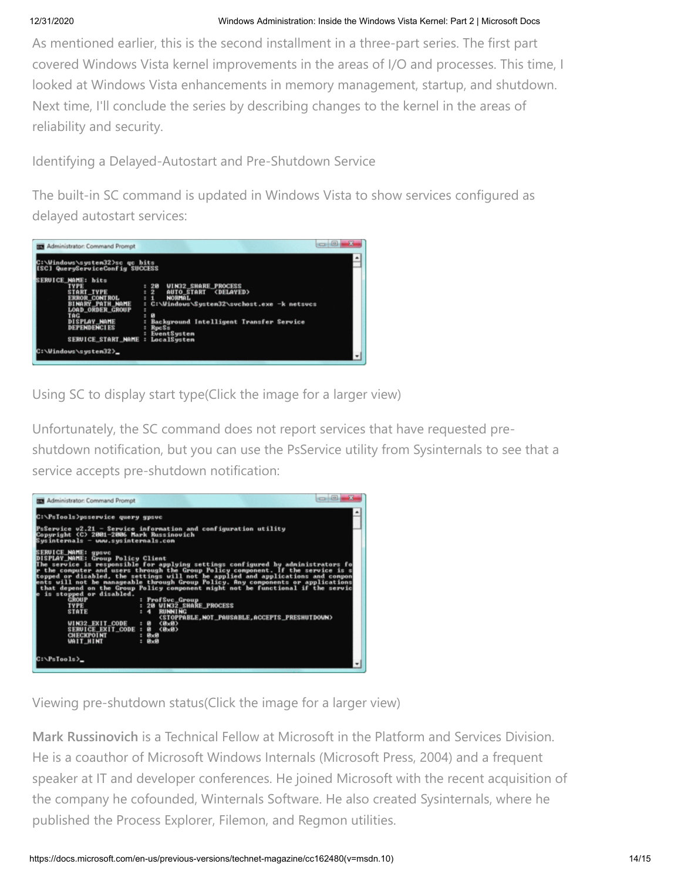As mentioned earlier, this is the second installment in a three-part series. The first part covered Windows Vista kernel improvements in the areas of I/O and processes. This time, I looked at Windows Vista enhancements in memory management, startup, and shutdown. Next time, I'll conclude the series by describing changes to the kernel in the areas of reliability and security.

Identifying a Delayed-Autostart and Pre-Shutdown Service

The built-in SC command is updated in Windows Vista to show services configured as delayed autostart services:

```
C:\Windows\system32>sc qc bits
[SC] QueryServiceConfig SUCCESS

SERVICE_NAME: bits
        TYPE               : 20  WIN32_SHARE_PROCESS
        START_TYPE         : 2   AUTO_START  <DELAYED>
        ERROR_CONTROL      : 1   NORMAL
        BINARY_PATH_NAME   : C:\Windows\System32\svchost.exe -k netsvcs
        LOAD_ORDER_GROUP   :
        TAG                : 0
        DISPLAY_NAME       : Background Intelligent Transfer Service
        DEPENDENCIES       : RpcSs
                           : EventSystem
        SERVICE_START_NAME : LocalSystem

C:\Windows\system32>_
```

Using SC to display start type(Click the image for a larger view)

Unfortunately, the SC command does not report services that have requested pre-shutdown notification, but you can use the PsService utility from Sysinternals to see that a service accepts pre-shutdown notification:

```
C:\PsTools>psservice query gpsvc

PsService v2.21 - Service information and configuration utility
Copyright (C) 2001-2006 Mark Russinovich
Sysinternals - www.sysinternals.com

SERVICE_NAME: gpsvc
DISPLAY_NAME: Group Policy Client
The service is responsible for applying settings configured by administrators fo
r the computer and users through the Group Policy component. If the service is s
topped or disabled, the settings will not be applied and applications and compon
ents will not be manageable through Group Policy. Any components or applications
 that depend on the Group Policy component might not be functional if the servic
e is stopped or disabled.
        GROUP              : ProfSvc_Group
        TYPE               : 20 WIN32_SHARE_PROCESS
        STATE              : 4  RUNNING
                                (STOPPABLE,NOT_PAUSABLE,ACCEPTS_PRESHUTDOWN)
        WIN32_EXIT_CODE    : 0  (0x0)
        SERVICE_EXIT_CODE  : 0  (0x0)
        CHECKPOINT         : 0x0
        WAIT_HINT          : 0x0

C:\PsTools>_
```

Viewing pre-shutdown status(Click the image for a larger view)

**Mark Russinovich** is a Technical Fellow at Microsoft in the Platform and Services Division. He is a coauthor of Microsoft Windows Internals (Microsoft Press, 2004) and a frequent speaker at IT and developer conferences. He joined Microsoft with the recent acquisition of the company he cofounded, Winternals Software. He also created Sysinternals, where he published the Process Explorer, Filemon, and Regmon utilities.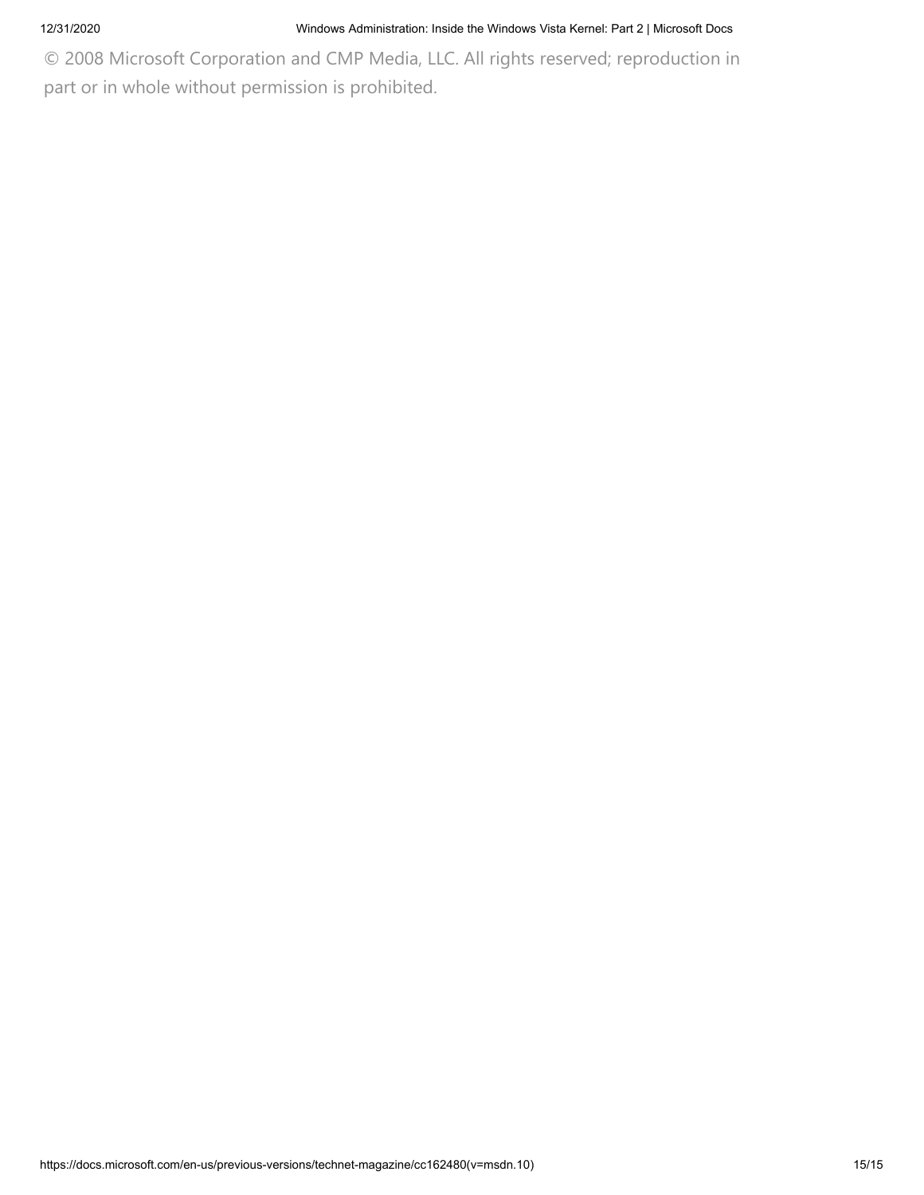© 2008 Microsoft Corporation and CMP Media, LLC. All rights reserved; reproduction in part or in whole without permission is prohibited.